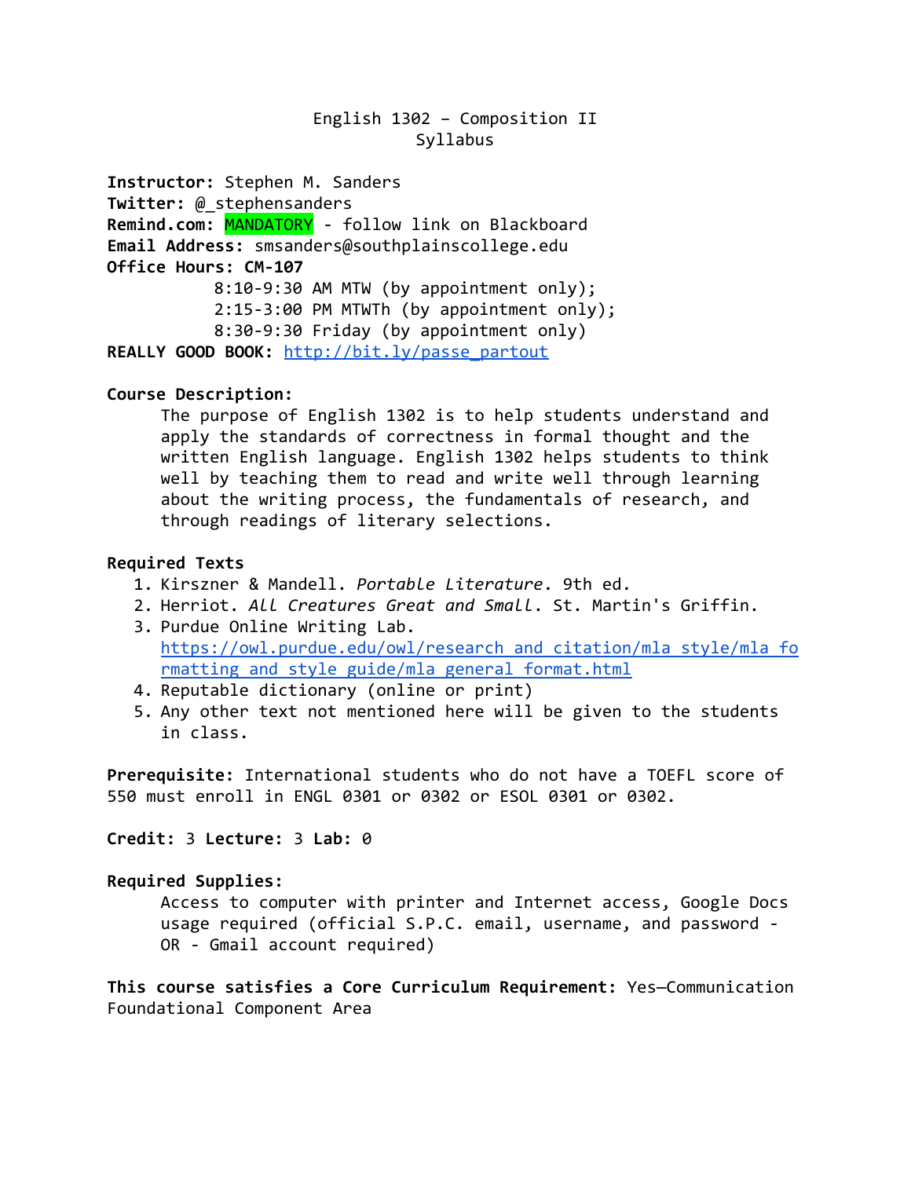# English 1302 – Composition II
## Syllabus

**Instructor:** Stephen M. Sanders
**Twitter:** @_stephensanders
**Remind.com:** MANDATORY - follow link on Blackboard
**Email Address:** smsanders@southplainscollege.edu
**Office Hours: CM-107**
8:10-9:30 AM MTW (by appointment only);
2:15-3:00 PM MTWTh (by appointment only);
8:30-9:30 Friday (by appointment only)
**REALLY GOOD BOOK:** http://bit.ly/passe_partout

**Course Description:**

The purpose of English 1302 is to help students understand and apply the standards of correctness in formal thought and the written English language. English 1302 helps students to think well by teaching them to read and write well through learning about the writing process, the fundamentals of research, and through readings of literary selections.

**Required Texts**

1. Kirszner & Mandell. *Portable Literature*. 9th ed.
2. Herriot. *All Creatures Great and Small*. St. Martin's Griffin.
3. Purdue Online Writing Lab. https://owl.purdue.edu/owl/research_and_citation/mla_style/mla_formatting_and_style_guide/mla_general_format.html
4. Reputable dictionary (online or print)
5. Any other text not mentioned here will be given to the students in class.

**Prerequisite:** International students who do not have a TOEFL score of 550 must enroll in ENGL 0301 or 0302 or ESOL 0301 or 0302.

**Credit:** 3 **Lecture:** 3 **Lab:** 0

**Required Supplies:**

Access to computer with printer and Internet access, Google Docs usage required (official S.P.C. email, username, and password - OR - Gmail account required)

**This course satisfies a Core Curriculum Requirement:** Yes—Communication Foundational Component Area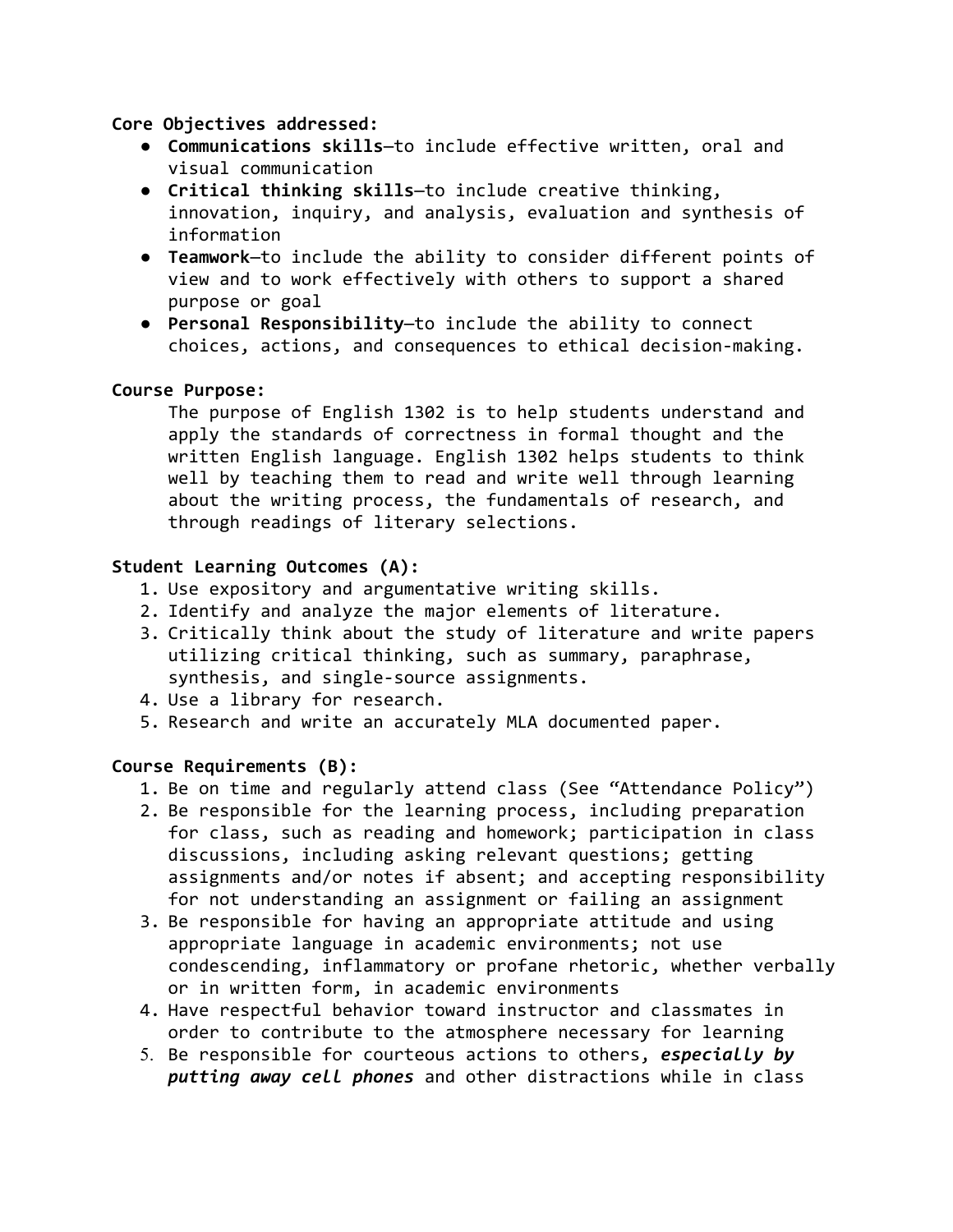**Core Objectives addressed:**

- **Communications skills**—to include effective written, oral and visual communication
- **Critical thinking skills**—to include creative thinking, innovation, inquiry, and analysis, evaluation and synthesis of information
- **Teamwork**—to include the ability to consider different points of view and to work effectively with others to support a shared purpose or goal
- **Personal Responsibility**—to include the ability to connect choices, actions, and consequences to ethical decision-making.

**Course Purpose:**

The purpose of English 1302 is to help students understand and apply the standards of correctness in formal thought and the written English language. English 1302 helps students to think well by teaching them to read and write well through learning about the writing process, the fundamentals of research, and through readings of literary selections.

**Student Learning Outcomes (A):**

1. Use expository and argumentative writing skills.
2. Identify and analyze the major elements of literature.
3. Critically think about the study of literature and write papers utilizing critical thinking, such as summary, paraphrase, synthesis, and single-source assignments.
4. Use a library for research.
5. Research and write an accurately MLA documented paper.

**Course Requirements (B):**

1. Be on time and regularly attend class (See "Attendance Policy")
2. Be responsible for the learning process, including preparation for class, such as reading and homework; participation in class discussions, including asking relevant questions; getting assignments and/or notes if absent; and accepting responsibility for not understanding an assignment or failing an assignment
3. Be responsible for having an appropriate attitude and using appropriate language in academic environments; not use condescending, inflammatory or profane rhetoric, whether verbally or in written form, in academic environments
4. Have respectful behavior toward instructor and classmates in order to contribute to the atmosphere necessary for learning
5. Be responsible for courteous actions to others, ***especially by putting away cell phones*** and other distractions while in class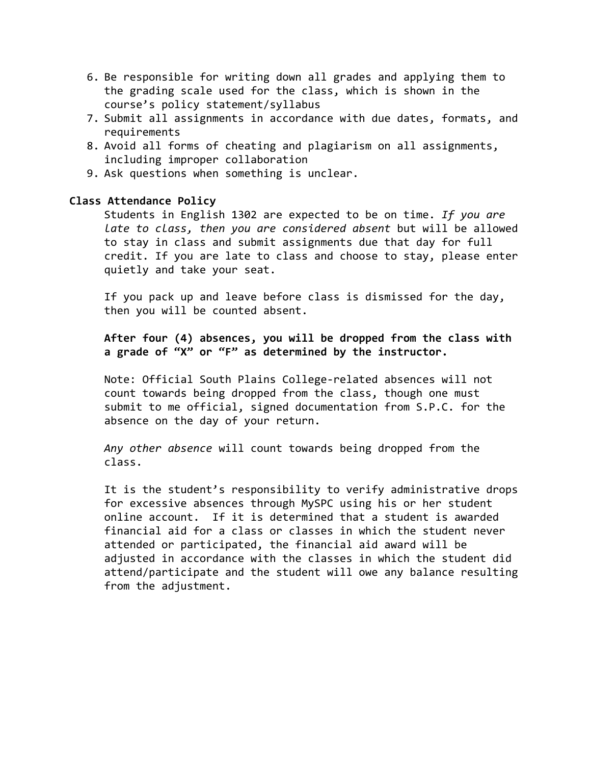6. Be responsible for writing down all grades and applying them to the grading scale used for the class, which is shown in the course's policy statement/syllabus
7. Submit all assignments in accordance with due dates, formats, and requirements
8. Avoid all forms of cheating and plagiarism on all assignments, including improper collaboration
9. Ask questions when something is unclear.

**Class Attendance Policy**

Students in English 1302 are expected to be on time. *If you are late to class, then you are considered absent* but will be allowed to stay in class and submit assignments due that day for full credit. If you are late to class and choose to stay, please enter quietly and take your seat.

If you pack up and leave before class is dismissed for the day, then you will be counted absent.

**After four (4) absences, you will be dropped from the class with a grade of "X" or "F" as determined by the instructor.**

Note: Official South Plains College-related absences will not count towards being dropped from the class, though one must submit to me official, signed documentation from S.P.C. for the absence on the day of your return.

*Any other absence* will count towards being dropped from the class.

It is the student's responsibility to verify administrative drops for excessive absences through MySPC using his or her student online account. If it is determined that a student is awarded financial aid for a class or classes in which the student never attended or participated, the financial aid award will be adjusted in accordance with the classes in which the student did attend/participate and the student will owe any balance resulting from the adjustment.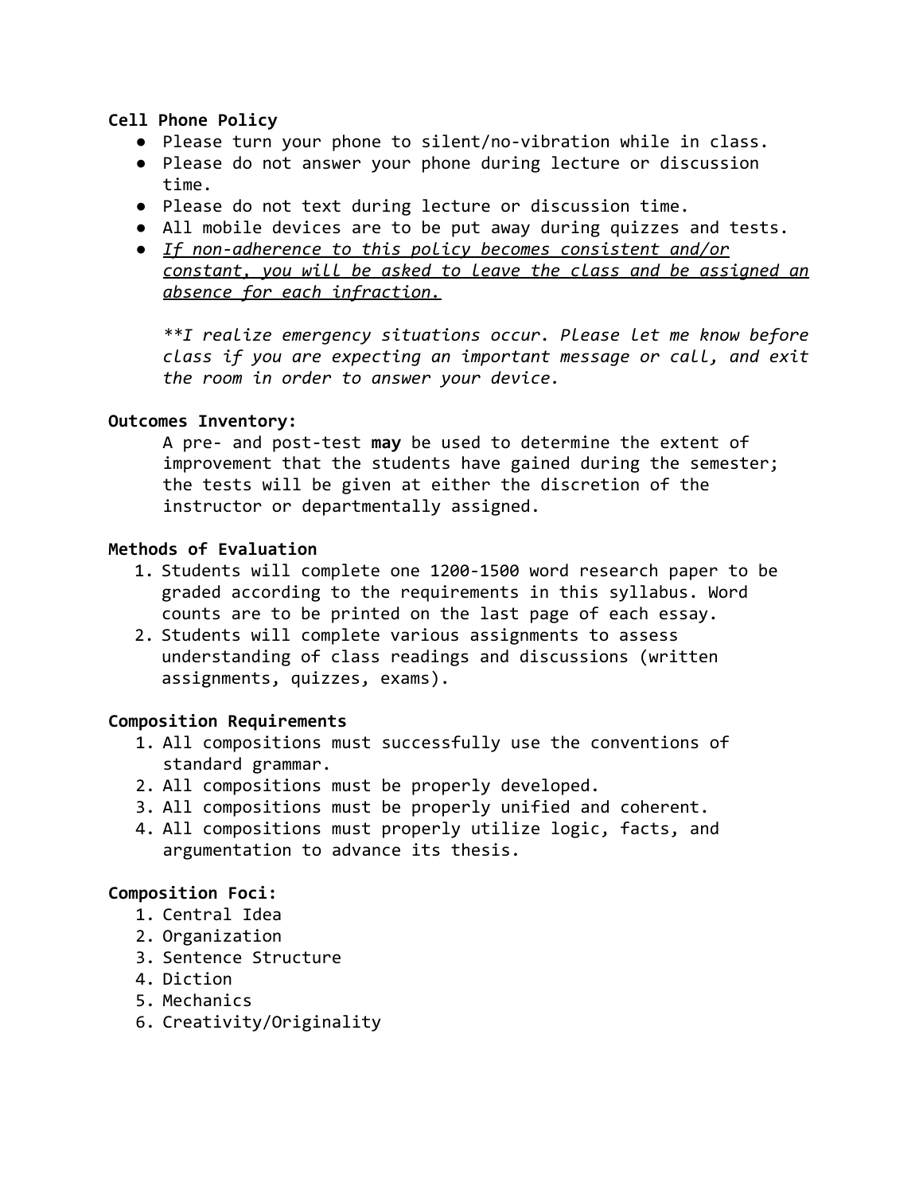**Cell Phone Policy**

- Please turn your phone to silent/no-vibration while in class.
- Please do not answer your phone during lecture or discussion time.
- Please do not text during lecture or discussion time.
- All mobile devices are to be put away during quizzes and tests.
- *If non-adherence to this policy becomes consistent and/or constant, you will be asked to leave the class and be assigned an absence for each infraction.*

  *\*\*I realize emergency situations occur. Please let me know before class if you are expecting an important message or call, and exit the room in order to answer your device.*

**Outcomes Inventory:**

A pre- and post-test **may** be used to determine the extent of improvement that the students have gained during the semester; the tests will be given at either the discretion of the instructor or departmentally assigned.

**Methods of Evaluation**

1. Students will complete one 1200-1500 word research paper to be graded according to the requirements in this syllabus. Word counts are to be printed on the last page of each essay.
2. Students will complete various assignments to assess understanding of class readings and discussions (written assignments, quizzes, exams).

**Composition Requirements**

1. All compositions must successfully use the conventions of standard grammar.
2. All compositions must be properly developed.
3. All compositions must be properly unified and coherent.
4. All compositions must properly utilize logic, facts, and argumentation to advance its thesis.

**Composition Foci:**

1. Central Idea
2. Organization
3. Sentence Structure
4. Diction
5. Mechanics
6. Creativity/Originality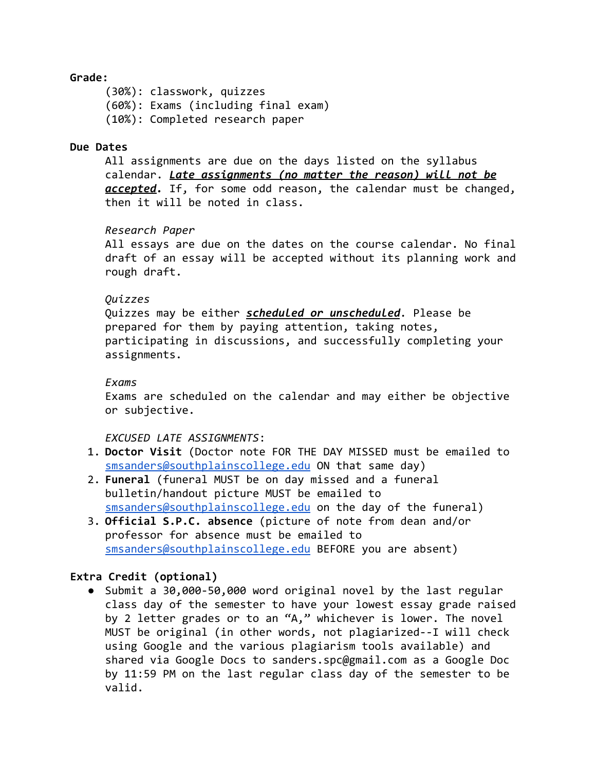**Grade:**

(30%): classwork, quizzes
(60%): Exams (including final exam)
(10%): Completed research paper

**Due Dates**

All assignments are due on the days listed on the syllabus calendar. ***Late assignments (no matter the reason) will not be accepted*.** If, for some odd reason, the calendar must be changed, then it will be noted in class.

*Research Paper*
All essays are due on the dates on the course calendar. No final draft of an essay will be accepted without its planning work and rough draft.

*Quizzes*
Quizzes may be either ***scheduled or unscheduled***. Please be prepared for them by paying attention, taking notes, participating in discussions, and successfully completing your assignments.

*Exams*
Exams are scheduled on the calendar and may either be objective or subjective.

*EXCUSED LATE ASSIGNMENTS*:

1. **Doctor Visit** (Doctor note FOR THE DAY MISSED must be emailed to smsanders@southplainscollege.edu ON that same day)
2. **Funeral** (funeral MUST be on day missed and a funeral bulletin/handout picture MUST be emailed to smsanders@southplainscollege.edu on the day of the funeral)
3. **Official S.P.C. absence** (picture of note from dean and/or professor for absence must be emailed to smsanders@southplainscollege.edu BEFORE you are absent)

**Extra Credit (optional)**

- Submit a 30,000-50,000 word original novel by the last regular class day of the semester to have your lowest essay grade raised by 2 letter grades or to an "A," whichever is lower. The novel MUST be original (in other words, not plagiarized--I will check using Google and the various plagiarism tools available) and shared via Google Docs to sanders.spc@gmail.com as a Google Doc by 11:59 PM on the last regular class day of the semester to be valid.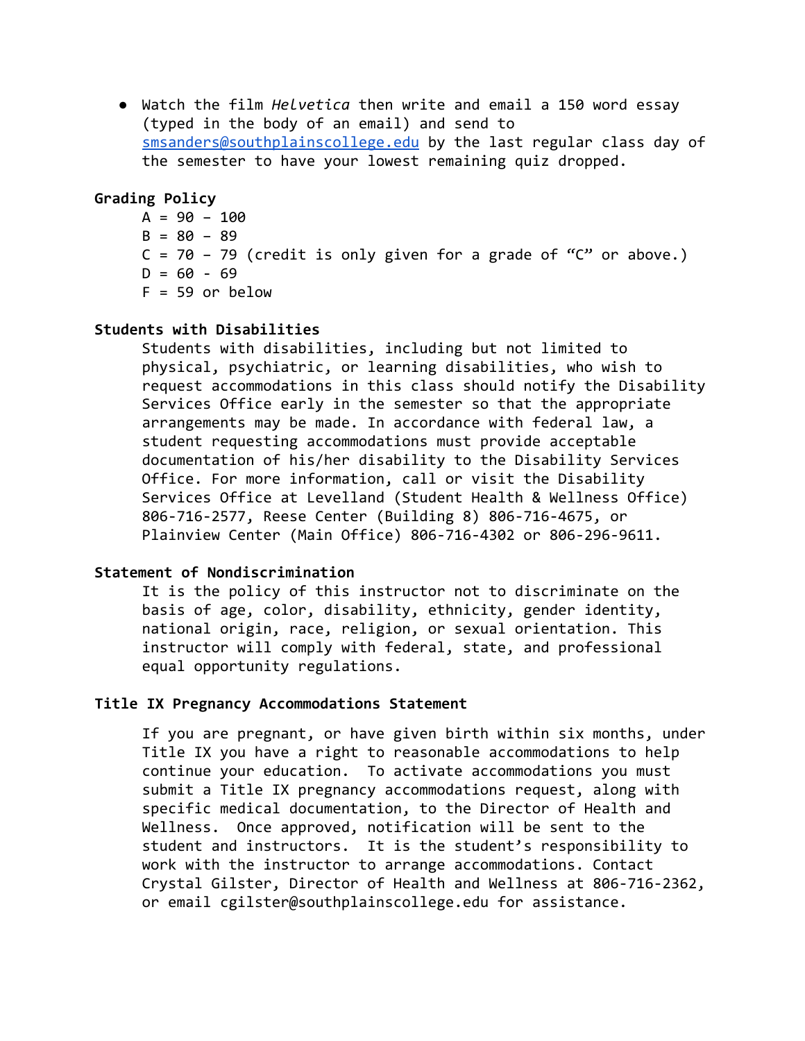- Watch the film *Helvetica* then write and email a 150 word essay (typed in the body of an email) and send to [smsanders@southplainscollege.edu](mailto:smsanders@southplainscollege.edu) by the last regular class day of the semester to have your lowest remaining quiz dropped.

**Grading Policy**

A = 90 – 100
B = 80 – 89
C = 70 – 79 (credit is only given for a grade of "C" or above.)
D = 60 - 69
F = 59 or below

**Students with Disabilities**

Students with disabilities, including but not limited to physical, psychiatric, or learning disabilities, who wish to request accommodations in this class should notify the Disability Services Office early in the semester so that the appropriate arrangements may be made. In accordance with federal law, a student requesting accommodations must provide acceptable documentation of his/her disability to the Disability Services Office. For more information, call or visit the Disability Services Office at Levelland (Student Health & Wellness Office) 806-716-2577, Reese Center (Building 8) 806-716-4675, or Plainview Center (Main Office) 806-716-4302 or 806-296-9611.

**Statement of Nondiscrimination**

It is the policy of this instructor not to discriminate on the basis of age, color, disability, ethnicity, gender identity, national origin, race, religion, or sexual orientation. This instructor will comply with federal, state, and professional equal opportunity regulations.

**Title IX Pregnancy Accommodations Statement**

If you are pregnant, or have given birth within six months, under Title IX you have a right to reasonable accommodations to help continue your education. To activate accommodations you must submit a Title IX pregnancy accommodations request, along with specific medical documentation, to the Director of Health and Wellness. Once approved, notification will be sent to the student and instructors. It is the student's responsibility to work with the instructor to arrange accommodations. Contact Crystal Gilster, Director of Health and Wellness at 806-716-2362, or email cgilster@southplainscollege.edu for assistance.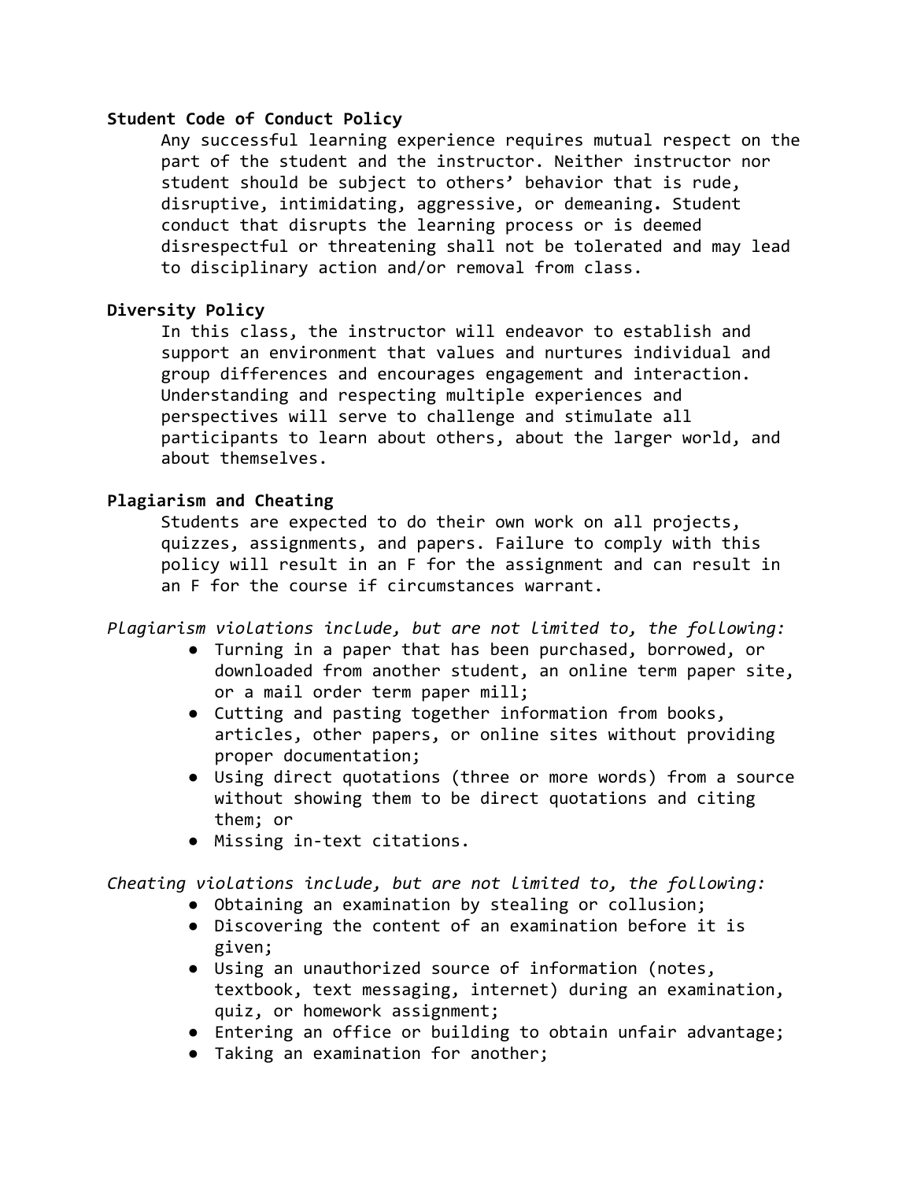**Student Code of Conduct Policy**

Any successful learning experience requires mutual respect on the part of the student and the instructor. Neither instructor nor student should be subject to others' behavior that is rude, disruptive, intimidating, aggressive, or demeaning. Student conduct that disrupts the learning process or is deemed disrespectful or threatening shall not be tolerated and may lead to disciplinary action and/or removal from class.

**Diversity Policy**

In this class, the instructor will endeavor to establish and support an environment that values and nurtures individual and group differences and encourages engagement and interaction. Understanding and respecting multiple experiences and perspectives will serve to challenge and stimulate all participants to learn about others, about the larger world, and about themselves.

**Plagiarism and Cheating**

Students are expected to do their own work on all projects, quizzes, assignments, and papers. Failure to comply with this policy will result in an F for the assignment and can result in an F for the course if circumstances warrant.

*Plagiarism violations include, but are not limited to, the following:*

- Turning in a paper that has been purchased, borrowed, or downloaded from another student, an online term paper site, or a mail order term paper mill;
- Cutting and pasting together information from books, articles, other papers, or online sites without providing proper documentation;
- Using direct quotations (three or more words) from a source without showing them to be direct quotations and citing them; or
- Missing in-text citations.

*Cheating violations include, but are not limited to, the following:*

- Obtaining an examination by stealing or collusion;
- Discovering the content of an examination before it is given;
- Using an unauthorized source of information (notes, textbook, text messaging, internet) during an examination, quiz, or homework assignment;
- Entering an office or building to obtain unfair advantage;
- Taking an examination for another;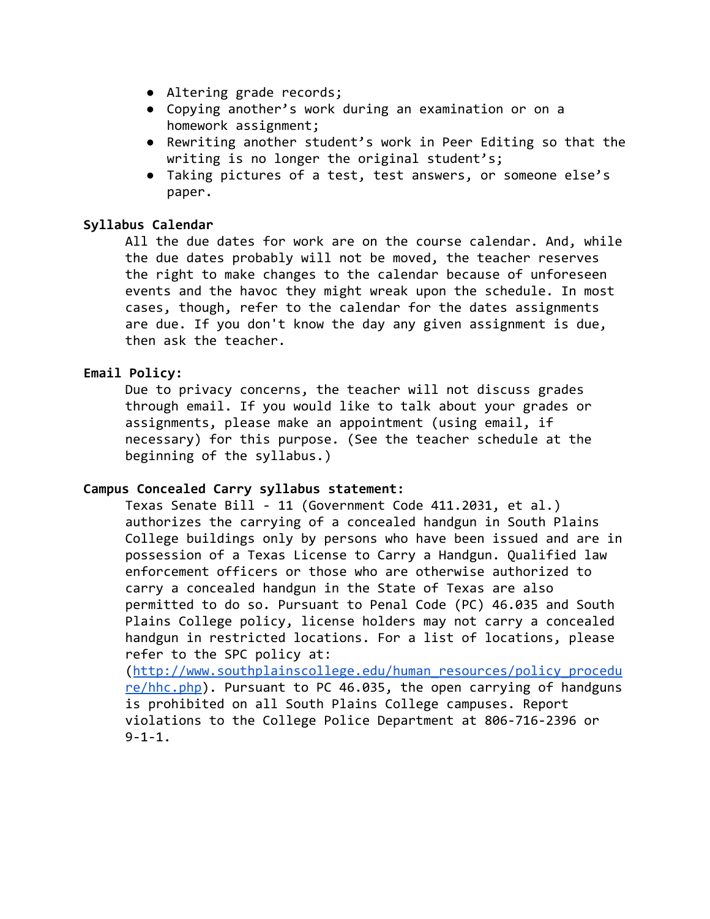- Altering grade records;
- Copying another's work during an examination or on a homework assignment;
- Rewriting another student's work in Peer Editing so that the writing is no longer the original student's;
- Taking pictures of a test, test answers, or someone else's paper.

**Syllabus Calendar**

All the due dates for work are on the course calendar. And, while the due dates probably will not be moved, the teacher reserves the right to make changes to the calendar because of unforeseen events and the havoc they might wreak upon the schedule. In most cases, though, refer to the calendar for the dates assignments are due. If you don't know the day any given assignment is due, then ask the teacher.

**Email Policy:**

Due to privacy concerns, the teacher will not discuss grades through email. If you would like to talk about your grades or assignments, please make an appointment (using email, if necessary) for this purpose. (See the teacher schedule at the beginning of the syllabus.)

**Campus Concealed Carry syllabus statement:**

Texas Senate Bill - 11 (Government Code 411.2031, et al.) authorizes the carrying of a concealed handgun in South Plains College buildings only by persons who have been issued and are in possession of a Texas License to Carry a Handgun. Qualified law enforcement officers or those who are otherwise authorized to carry a concealed handgun in the State of Texas are also permitted to do so. Pursuant to Penal Code (PC) 46.035 and South Plains College policy, license holders may not carry a concealed handgun in restricted locations. For a list of locations, please refer to the SPC policy at: (http://www.southplainscollege.edu/human_resources/policy_procedure/hhc.php). Pursuant to PC 46.035, the open carrying of handguns is prohibited on all South Plains College campuses. Report violations to the College Police Department at 806-716-2396 or 9-1-1.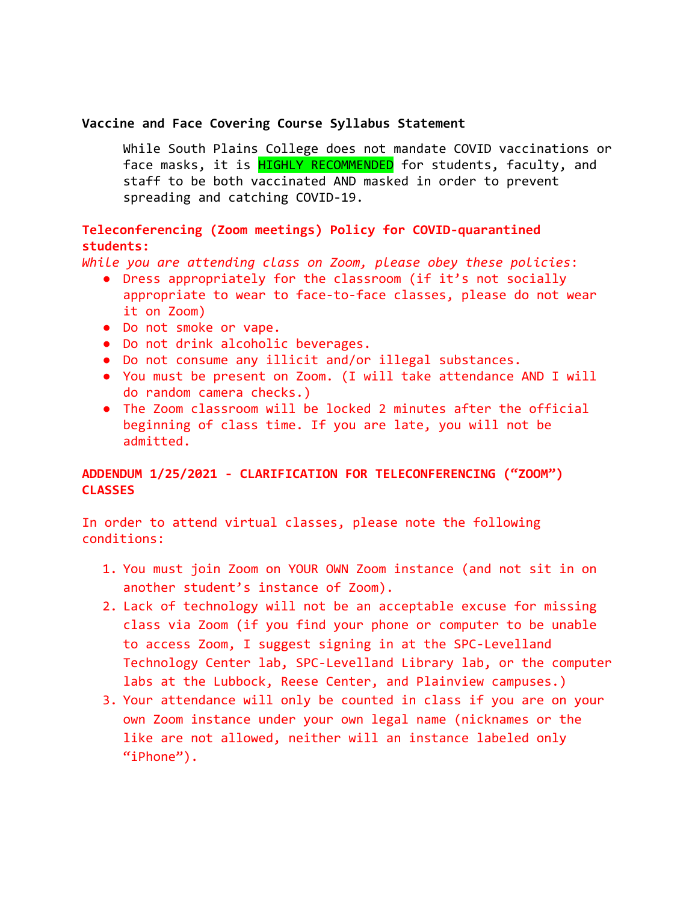**Vaccine and Face Covering Course Syllabus Statement**

While South Plains College does not mandate COVID vaccinations or face masks, it is HIGHLY RECOMMENDED for students, faculty, and staff to be both vaccinated AND masked in order to prevent spreading and catching COVID-19.

**Teleconferencing (Zoom meetings) Policy for COVID-quarantined students:**

*While you are attending class on Zoom, please obey these policies*:

- Dress appropriately for the classroom (if it's not socially appropriate to wear to face-to-face classes, please do not wear it on Zoom)
- Do not smoke or vape.
- Do not drink alcoholic beverages.
- Do not consume any illicit and/or illegal substances.
- You must be present on Zoom. (I will take attendance AND I will do random camera checks.)
- The Zoom classroom will be locked 2 minutes after the official beginning of class time. If you are late, you will not be admitted.

**ADDENDUM 1/25/2021 - CLARIFICATION FOR TELECONFERENCING ("ZOOM") CLASSES**

In order to attend virtual classes, please note the following conditions:

1. You must join Zoom on YOUR OWN Zoom instance (and not sit in on another student's instance of Zoom).
2. Lack of technology will not be an acceptable excuse for missing class via Zoom (if you find your phone or computer to be unable to access Zoom, I suggest signing in at the SPC-Levelland Technology Center lab, SPC-Levelland Library lab, or the computer labs at the Lubbock, Reese Center, and Plainview campuses.)
3. Your attendance will only be counted in class if you are on your own Zoom instance under your own legal name (nicknames or the like are not allowed, neither will an instance labeled only "iPhone").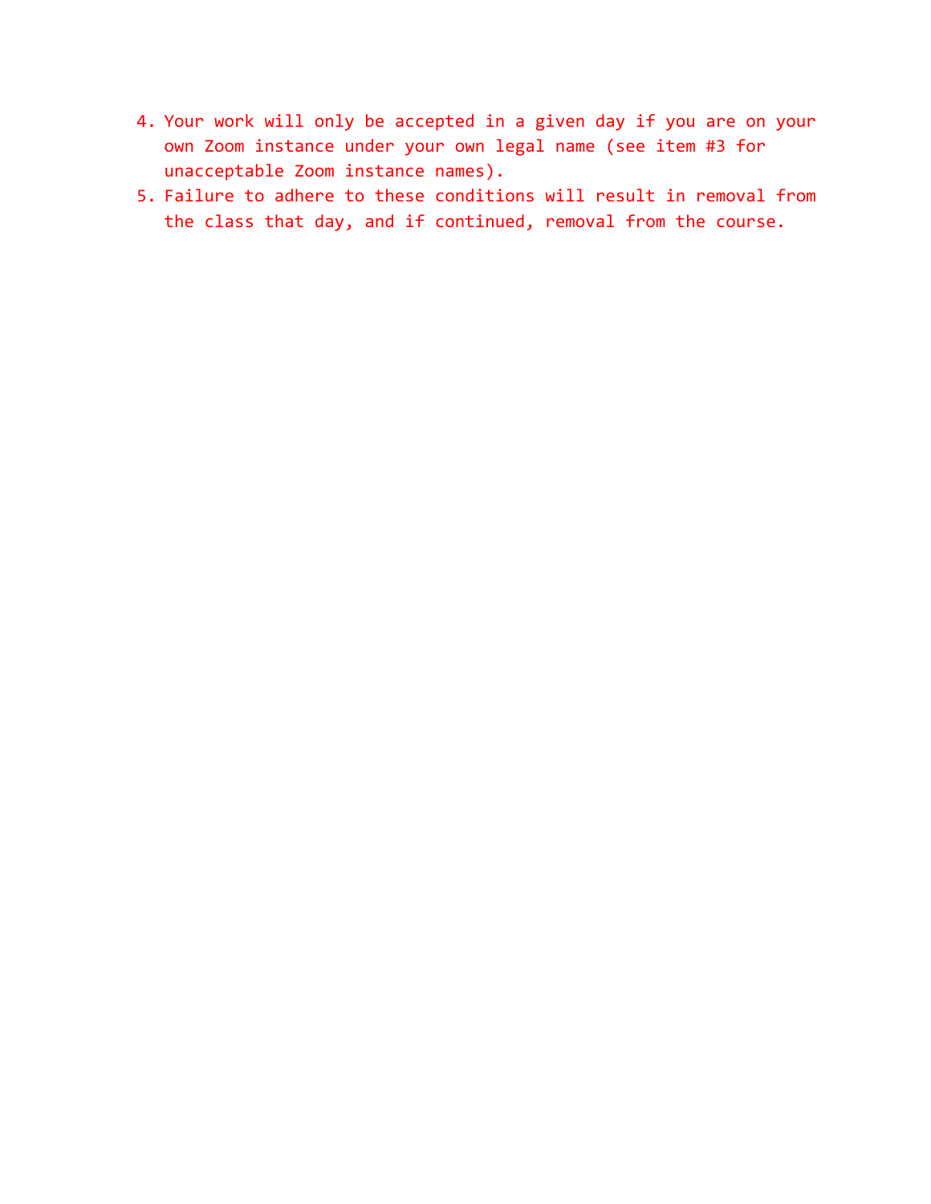4. Your work will only be accepted in a given day if you are on your own Zoom instance under your own legal name (see item #3 for unacceptable Zoom instance names).
5. Failure to adhere to these conditions will result in removal from the class that day, and if continued, removal from the course.